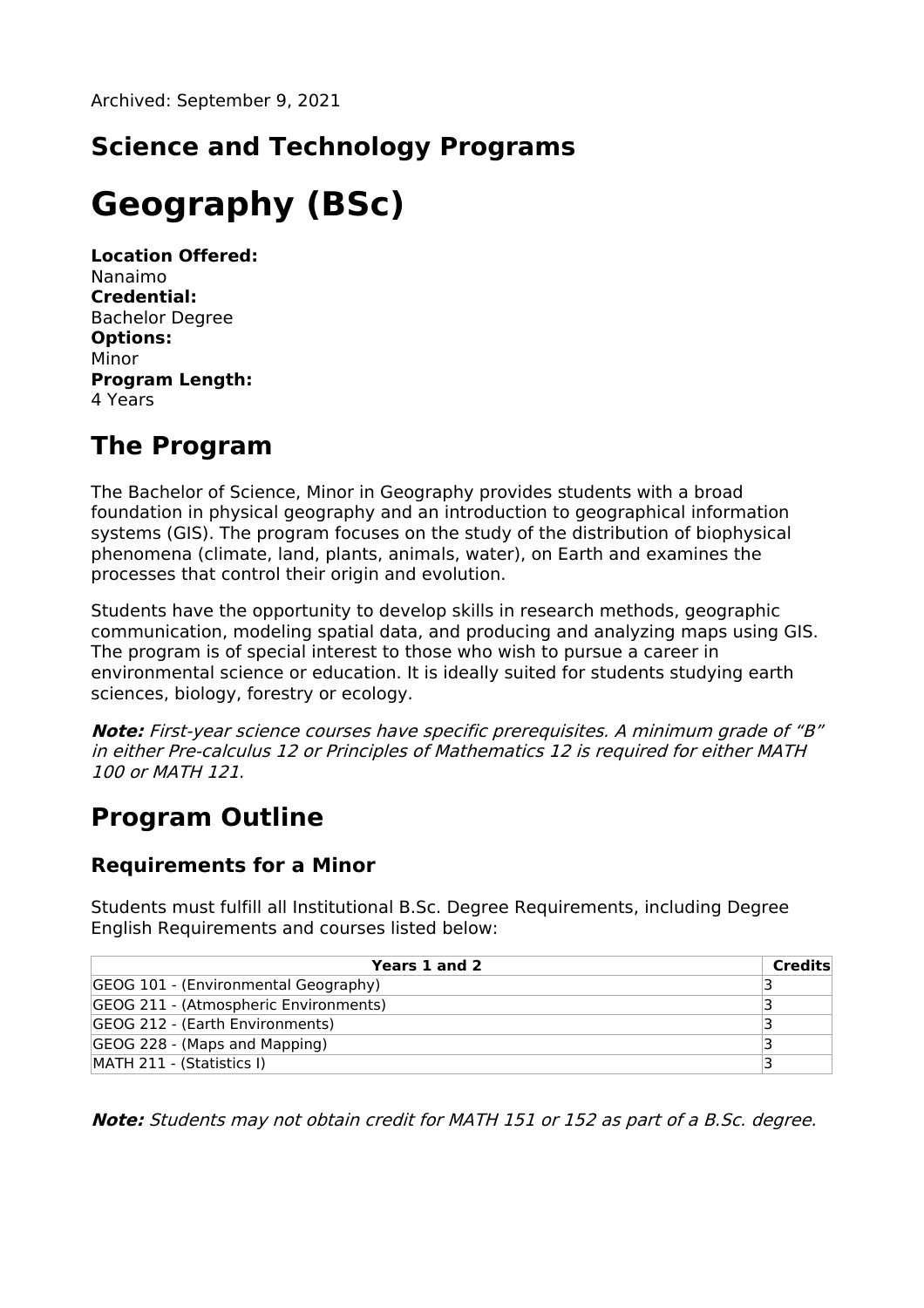Archived: September 9, 2021

## Science and Technology Programs

# Geography (BSc)

**Location Offered:**
Nanaimo
**Credential:**
Bachelor Degree
**Options:**
Minor
**Program Length:**
4 Years

## The Program

The Bachelor of Science, Minor in Geography provides students with a broad foundation in physical geography and an introduction to geographical information systems (GIS). The program focuses on the study of the distribution of biophysical phenomena (climate, land, plants, animals, water), on Earth and examines the processes that control their origin and evolution.

Students have the opportunity to develop skills in research methods, geographic communication, modeling spatial data, and producing and analyzing maps using GIS. The program is of special interest to those who wish to pursue a career in environmental science or education. It is ideally suited for students studying earth sciences, biology, forestry or ecology.

***Note:*** *First-year science courses have specific prerequisites. A minimum grade of "B" in either Pre-calculus 12 or Principles of Mathematics 12 is required for either MATH 100 or MATH 121.*

## Program Outline

### Requirements for a Minor

Students must fulfill all Institutional B.Sc. Degree Requirements, including Degree English Requirements and courses listed below:

| Years 1 and 2 | Credits |
|---|---|
| GEOG 101 - (Environmental Geography) | 3 |
| GEOG 211 - (Atmospheric Environments) | 3 |
| GEOG 212 - (Earth Environments) | 3 |
| GEOG 228 - (Maps and Mapping) | 3 |
| MATH 211 - (Statistics I) | 3 |

***Note:*** *Students may not obtain credit for MATH 151 or 152 as part of a B.Sc. degree.*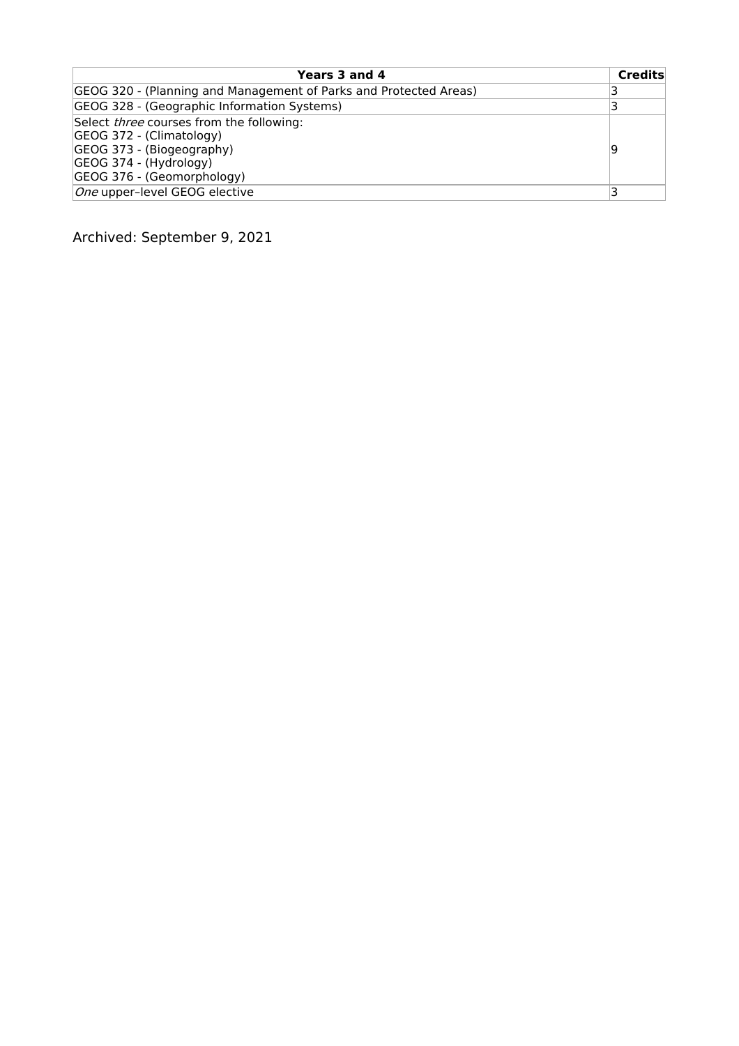| Years 3 and 4 | Credits |
| --- | --- |
| GEOG 320 - (Planning and Management of Parks and Protected Areas) | 3 |
| GEOG 328 - (Geographic Information Systems) | 3 |
| Select *three* courses from the following:<br>GEOG 372 - (Climatology)<br>GEOG 373 - (Biogeography)<br>GEOG 374 - (Hydrology)<br>GEOG 376 - (Geomorphology) | 9 |
| *One* upper–level GEOG elective | 3 |

Archived: September 9, 2021